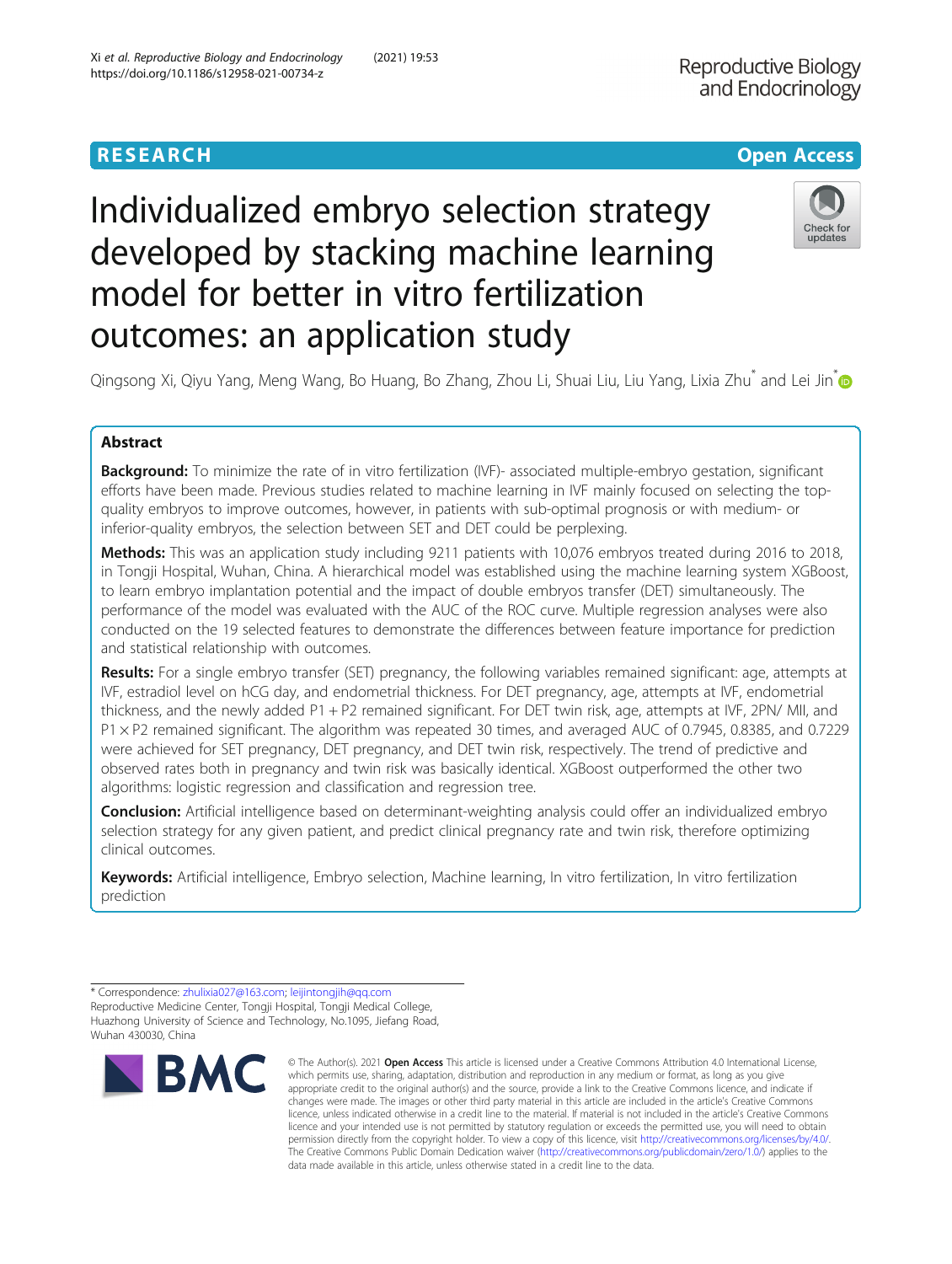RESEARCH

Open Access

# Individualized embryo selection strategy developed by stacking machine learning model for better in vitro fertilization outcomes: an application study

Qingsong Xi, Qiyu Yang, Meng Wang, Bo Huang, Bo Zhang, Zhou Li, Shuai Liu, Liu Yang, Lixia Zhu* and Lei Jin*

## Abstract

**Background:** To minimize the rate of in vitro fertilization (IVF)- associated multiple-embryo gestation, significant efforts have been made. Previous studies related to machine learning in IVF mainly focused on selecting the top-quality embryos to improve outcomes, however, in patients with sub-optimal prognosis or with medium- or inferior-quality embryos, the selection between SET and DET could be perplexing.

**Methods:** This was an application study including 9211 patients with 10,076 embryos treated during 2016 to 2018, in Tongji Hospital, Wuhan, China. A hierarchical model was established using the machine learning system XGBoost, to learn embryo implantation potential and the impact of double embryos transfer (DET) simultaneously. The performance of the model was evaluated with the AUC of the ROC curve. Multiple regression analyses were also conducted on the 19 selected features to demonstrate the differences between feature importance for prediction and statistical relationship with outcomes.

**Results:** For a single embryo transfer (SET) pregnancy, the following variables remained significant: age, attempts at IVF, estradiol level on hCG day, and endometrial thickness. For DET pregnancy, age, attempts at IVF, endometrial thickness, and the newly added P1 + P2 remained significant. For DET twin risk, age, attempts at IVF, 2PN/ MII, and P1 × P2 remained significant. The algorithm was repeated 30 times, and averaged AUC of 0.7945, 0.8385, and 0.7229 were achieved for SET pregnancy, DET pregnancy, and DET twin risk, respectively. The trend of predictive and observed rates both in pregnancy and twin risk was basically identical. XGBoost outperformed the other two algorithms: logistic regression and classification and regression tree.

**Conclusion:** Artificial intelligence based on determinant-weighting analysis could offer an individualized embryo selection strategy for any given patient, and predict clinical pregnancy rate and twin risk, therefore optimizing clinical outcomes.

**Keywords:** Artificial intelligence, Embryo selection, Machine learning, In vitro fertilization, In vitro fertilization prediction

---

* Correspondence: zhulixia027@163.com; leijintongjih@qq.com
Reproductive Medicine Center, Tongji Hospital, Tongji Medical College, Huazhong University of Science and Technology, No.1095, Jiefang Road, Wuhan 430030, China

© The Author(s). 2021 **Open Access** This article is licensed under a Creative Commons Attribution 4.0 International License, which permits use, sharing, adaptation, distribution and reproduction in any medium or format, as long as you give appropriate credit to the original author(s) and the source, provide a link to the Creative Commons licence, and indicate if changes were made. The images or other third party material in this article are included in the article's Creative Commons licence, unless indicated otherwise in a credit line to the material. If material is not included in the article's Creative Commons licence and your intended use is not permitted by statutory regulation or exceeds the permitted use, you will need to obtain permission directly from the copyright holder. To view a copy of this licence, visit http://creativecommons.org/licenses/by/4.0/. The Creative Commons Public Domain Dedication waiver (http://creativecommons.org/publicdomain/zero/1.0/) applies to the data made available in this article, unless otherwise stated in a credit line to the data.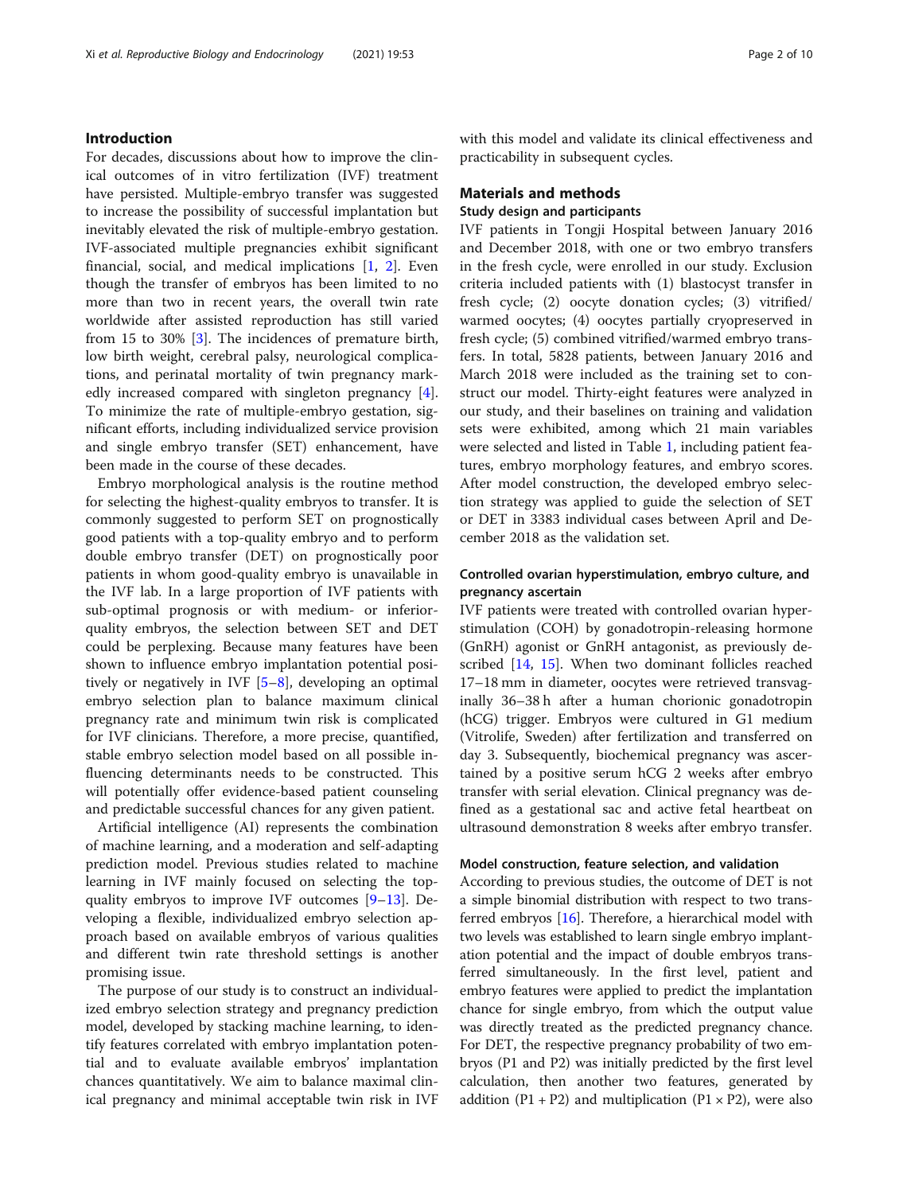## Introduction

For decades, discussions about how to improve the clinical outcomes of in vitro fertilization (IVF) treatment have persisted. Multiple-embryo transfer was suggested to increase the possibility of successful implantation but inevitably elevated the risk of multiple-embryo gestation. IVF-associated multiple pregnancies exhibit significant financial, social, and medical implications [1, 2]. Even though the transfer of embryos has been limited to no more than two in recent years, the overall twin rate worldwide after assisted reproduction has still varied from 15 to 30% [3]. The incidences of premature birth, low birth weight, cerebral palsy, neurological complications, and perinatal mortality of twin pregnancy markedly increased compared with singleton pregnancy [4]. To minimize the rate of multiple-embryo gestation, significant efforts, including individualized service provision and single embryo transfer (SET) enhancement, have been made in the course of these decades.

Embryo morphological analysis is the routine method for selecting the highest-quality embryos to transfer. It is commonly suggested to perform SET on prognostically good patients with a top-quality embryo and to perform double embryo transfer (DET) on prognostically poor patients in whom good-quality embryo is unavailable in the IVF lab. In a large proportion of IVF patients with sub-optimal prognosis or with medium- or inferior-quality embryos, the selection between SET and DET could be perplexing. Because many features have been shown to influence embryo implantation potential positively or negatively in IVF [5–8], developing an optimal embryo selection plan to balance maximum clinical pregnancy rate and minimum twin risk is complicated for IVF clinicians. Therefore, a more precise, quantified, stable embryo selection model based on all possible influencing determinants needs to be constructed. This will potentially offer evidence-based patient counseling and predictable successful chances for any given patient.

Artificial intelligence (AI) represents the combination of machine learning, and a moderation and self-adapting prediction model. Previous studies related to machine learning in IVF mainly focused on selecting the top-quality embryos to improve IVF outcomes [9–13]. Developing a flexible, individualized embryo selection approach based on available embryos of various qualities and different twin rate threshold settings is another promising issue.

The purpose of our study is to construct an individualized embryo selection strategy and pregnancy prediction model, developed by stacking machine learning, to identify features correlated with embryo implantation potential and to evaluate available embryos' implantation chances quantitatively. We aim to balance maximal clinical pregnancy and minimal acceptable twin risk in IVF with this model and validate its clinical effectiveness and practicability in subsequent cycles.

## Materials and methods

### Study design and participants

IVF patients in Tongji Hospital between January 2016 and December 2018, with one or two embryo transfers in the fresh cycle, were enrolled in our study. Exclusion criteria included patients with (1) blastocyst transfer in fresh cycle; (2) oocyte donation cycles; (3) vitrified/warmed oocytes; (4) oocytes partially cryopreserved in fresh cycle; (5) combined vitrified/warmed embryo transfers. In total, 5828 patients, between January 2016 and March 2018 were included as the training set to construct our model. Thirty-eight features were analyzed in our study, and their baselines on training and validation sets were exhibited, among which 21 main variables were selected and listed in Table 1, including patient features, embryo morphology features, and embryo scores. After model construction, the developed embryo selection strategy was applied to guide the selection of SET or DET in 3383 individual cases between April and December 2018 as the validation set.

### Controlled ovarian hyperstimulation, embryo culture, and pregnancy ascertain

IVF patients were treated with controlled ovarian hyperstimulation (COH) by gonadotropin-releasing hormone (GnRH) agonist or GnRH antagonist, as previously described [14, 15]. When two dominant follicles reached 17–18 mm in diameter, oocytes were retrieved transvaginally 36–38 h after a human chorionic gonadotropin (hCG) trigger. Embryos were cultured in G1 medium (Vitrolife, Sweden) after fertilization and transferred on day 3. Subsequently, biochemical pregnancy was ascertained by a positive serum hCG 2 weeks after embryo transfer with serial elevation. Clinical pregnancy was defined as a gestational sac and active fetal heartbeat on ultrasound demonstration 8 weeks after embryo transfer.

### Model construction, feature selection, and validation

According to previous studies, the outcome of DET is not a simple binomial distribution with respect to two transferred embryos [16]. Therefore, a hierarchical model with two levels was established to learn single embryo implantation potential and the impact of double embryos transferred simultaneously. In the first level, patient and embryo features were applied to predict the implantation chance for single embryo, from which the output value was directly treated as the predicted pregnancy chance. For DET, the respective pregnancy probability of two embryos (P1 and P2) was initially predicted by the first level calculation, then another two features, generated by addition (P1 + P2) and multiplication (P1 × P2), were also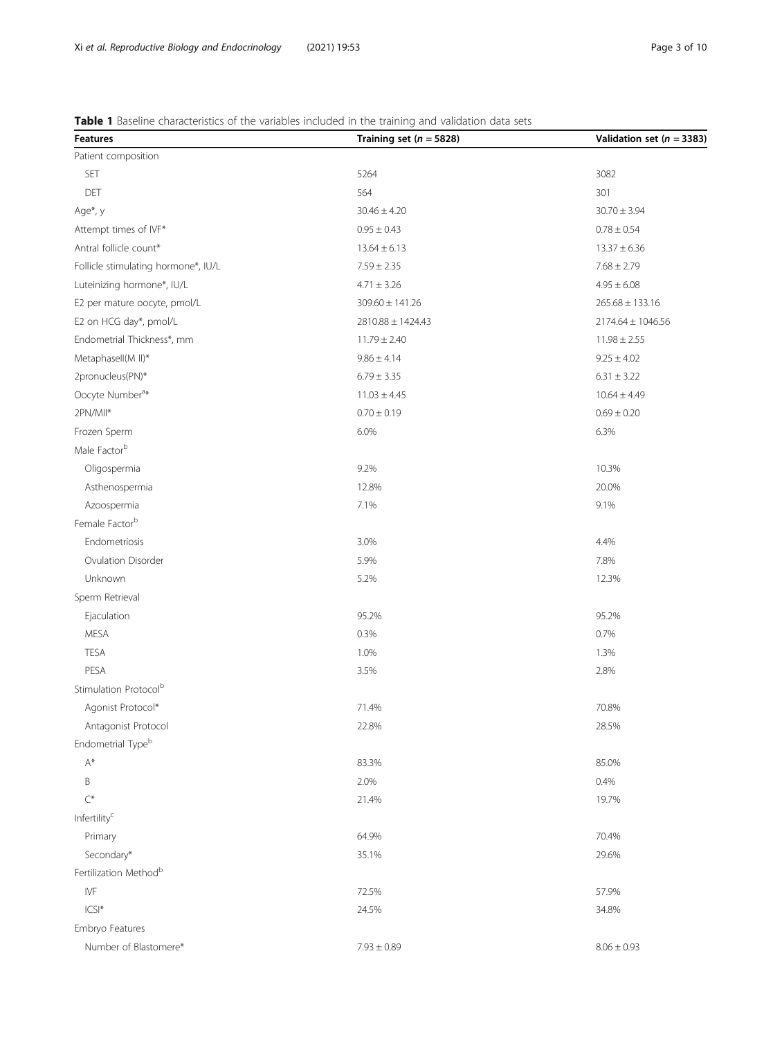**Table 1** Baseline characteristics of the variables included in the training and validation data sets

| Features | Training set ($n$ = 5828) | Validation set ($n$ = 3383) |
|---|---|---|
| Patient composition | | |
| SET | 5264 | 3082 |
| DET | 564 | 301 |
| Age*, y | 30.46 ± 4.20 | 30.70 ± 3.94 |
| Attempt times of IVF* | 0.95 ± 0.43 | 0.78 ± 0.54 |
| Antral follicle count* | 13.64 ± 6.13 | 13.37 ± 6.36 |
| Follicle stimulating hormone*, IU/L | 7.59 ± 2.35 | 7.68 ± 2.79 |
| Luteinizing hormone*, IU/L | 4.71 ± 3.26 | 4.95 ± 6.08 |
| E2 per mature oocyte, pmol/L | 309.60 ± 141.26 | 265.68 ± 133.16 |
| E2 on HCG day*, pmol/L | 2810.88 ± 1424.43 | 2174.64 ± 1046.56 |
| Endometrial Thickness*, mm | 11.79 ± 2.40 | 11.98 ± 2.55 |
| MetaphaseII(M II)* | 9.86 ± 4.14 | 9.25 ± 4.02 |
| 2pronucleus(PN)* | 6.79 ± 3.35 | 6.31 ± 3.22 |
| Oocyte Number[a]* | 11.03 ± 4.45 | 10.64 ± 4.49 |
| 2PN/MII* | 0.70 ± 0.19 | 0.69 ± 0.20 |
| Frozen Sperm | 6.0% | 6.3% |
| Male Factor[b] | | |
| Oligospermia | 9.2% | 10.3% |
| Asthenospermia | 12.8% | 20.0% |
| Azoospermia | 7.1% | 9.1% |
| Female Factor[b] | | |
| Endometriosis | 3.0% | 4.4% |
| Ovulation Disorder | 5.9% | 7.8% |
| Unknown | 5.2% | 12.3% |
| Sperm Retrieval | | |
| Ejaculation | 95.2% | 95.2% |
| MESA | 0.3% | 0.7% |
| TESA | 1.0% | 1.3% |
| PESA | 3.5% | 2.8% |
| Stimulation Protocol[b] | | |
| Agonist Protocol* | 71.4% | 70.8% |
| Antagonist Protocol | 22.8% | 28.5% |
| Endometrial Type[b] | | |
| A* | 83.3% | 85.0% |
| B | 2.0% | 0.4% |
| C* | 21.4% | 19.7% |
| Infertility[c] | | |
| Primary | 64.9% | 70.4% |
| Secondary* | 35.1% | 29.6% |
| Fertilization Method[b] | | |
| IVF | 72.5% | 57.9% |
| ICSI* | 24.5% | 34.8% |
| Embryo Features | | |
| Number of Blastomere* | 7.93 ± 0.89 | 8.06 ± 0.93 |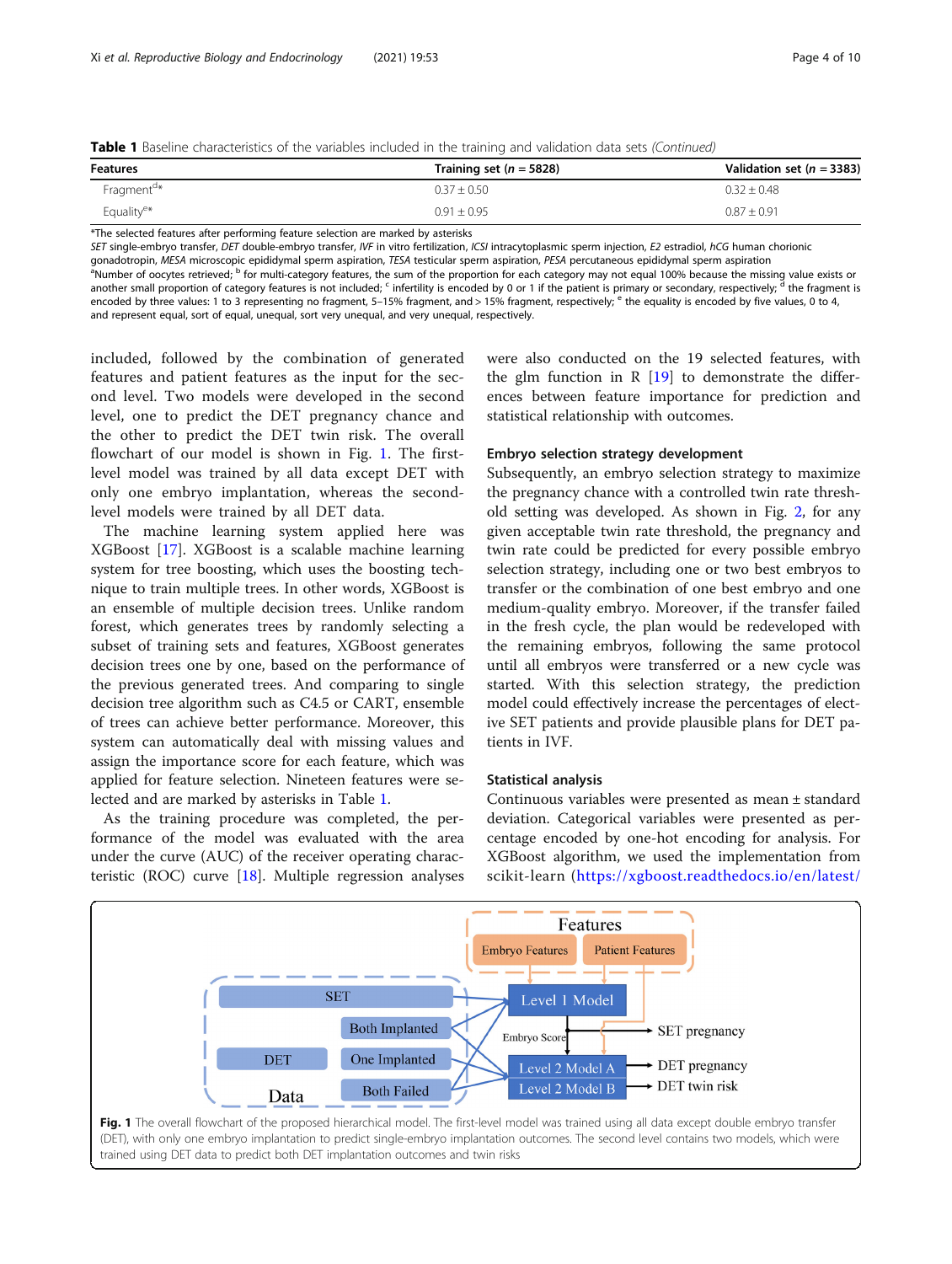**Table 1** Baseline characteristics of the variables included in the training and validation data sets *(Continued)*

| Features | Training set (*n* = 5828) | Validation set (*n* = 3383) |
|---|---|---|
| Fragment[d]* | 0.37 ± 0.50 | 0.32 ± 0.48 |
| Equality[e]* | 0.91 ± 0.95 | 0.87 ± 0.91 |

*The selected features after performing feature selection are marked by asterisks

*SET* single-embryo transfer, *DET* double-embryo transfer, *IVF* in vitro fertilization, *ICSI* intracytoplasmic sperm injection, *E2* estradiol, *hCG* human chorionic gonadotropin, *MESA* microscopic epididymal sperm aspiration, *TESA* testicular sperm aspiration, *PESA* percutaneous epididymal sperm aspiration

[a]Number of oocytes retrieved; [b] for multi-category features, the sum of the proportion for each category may not equal 100% because the missing value exists or another small proportion of category features is not included; [c] infertility is encoded by 0 or 1 if the patient is primary or secondary, respectively; [d] the fragment is encoded by three values: 1 to 3 representing no fragment, 5–15% fragment, and > 15% fragment, respectively; [e] the equality is encoded by five values, 0 to 4, and represent equal, sort of equal, unequal, sort very unequal, and very unequal, respectively.

included, followed by the combination of generated features and patient features as the input for the second level. Two models were developed in the second level, one to predict the DET pregnancy chance and the other to predict the DET twin risk. The overall flowchart of our model is shown in Fig. 1. The first-level model was trained by all data except DET with only one embryo implantation, whereas the second-level models were trained by all DET data.

The machine learning system applied here was XGBoost [17]. XGBoost is a scalable machine learning system for tree boosting, which uses the boosting technique to train multiple trees. In other words, XGBoost is an ensemble of multiple decision trees. Unlike random forest, which generates trees by randomly selecting a subset of training sets and features, XGBoost generates decision trees one by one, based on the performance of the previous generated trees. And comparing to single decision tree algorithm such as C4.5 or CART, ensemble of trees can achieve better performance. Moreover, this system can automatically deal with missing values and assign the importance score for each feature, which was applied for feature selection. Nineteen features were selected and are marked by asterisks in Table 1.

As the training procedure was completed, the performance of the model was evaluated with the area under the curve (AUC) of the receiver operating characteristic (ROC) curve [18]. Multiple regression analyses were also conducted on the 19 selected features, with the glm function in R [19] to demonstrate the differences between feature importance for prediction and statistical relationship with outcomes.

### Embryo selection strategy development

Subsequently, an embryo selection strategy to maximize the pregnancy chance with a controlled twin rate threshold setting was developed. As shown in Fig. 2, for any given acceptable twin rate threshold, the pregnancy and twin rate could be predicted for every possible embryo selection strategy, including one or two best embryos to transfer or the combination of one best embryo and one medium-quality embryo. Moreover, if the transfer failed in the fresh cycle, the plan would be redeveloped with the remaining embryos, following the same protocol until all embryos were transferred or a new cycle was started. With this selection strategy, the prediction model could effectively increase the percentages of elective SET patients and provide plausible plans for DET patients in IVF.

### Statistical analysis

Continuous variables were presented as mean ± standard deviation. Categorical variables were presented as percentage encoded by one-hot encoding for analysis. For XGBoost algorithm, we used the implementation from scikit-learn (https://xgboost.readthedocs.io/en/latest/

**Fig. 1** The overall flowchart of the proposed hierarchical model. The first-level model was trained using all data except double embryo transfer (DET), with only one embryo implantation to predict single-embryo implantation outcomes. The second level contains two models, which were trained using DET data to predict both DET implantation outcomes and twin risks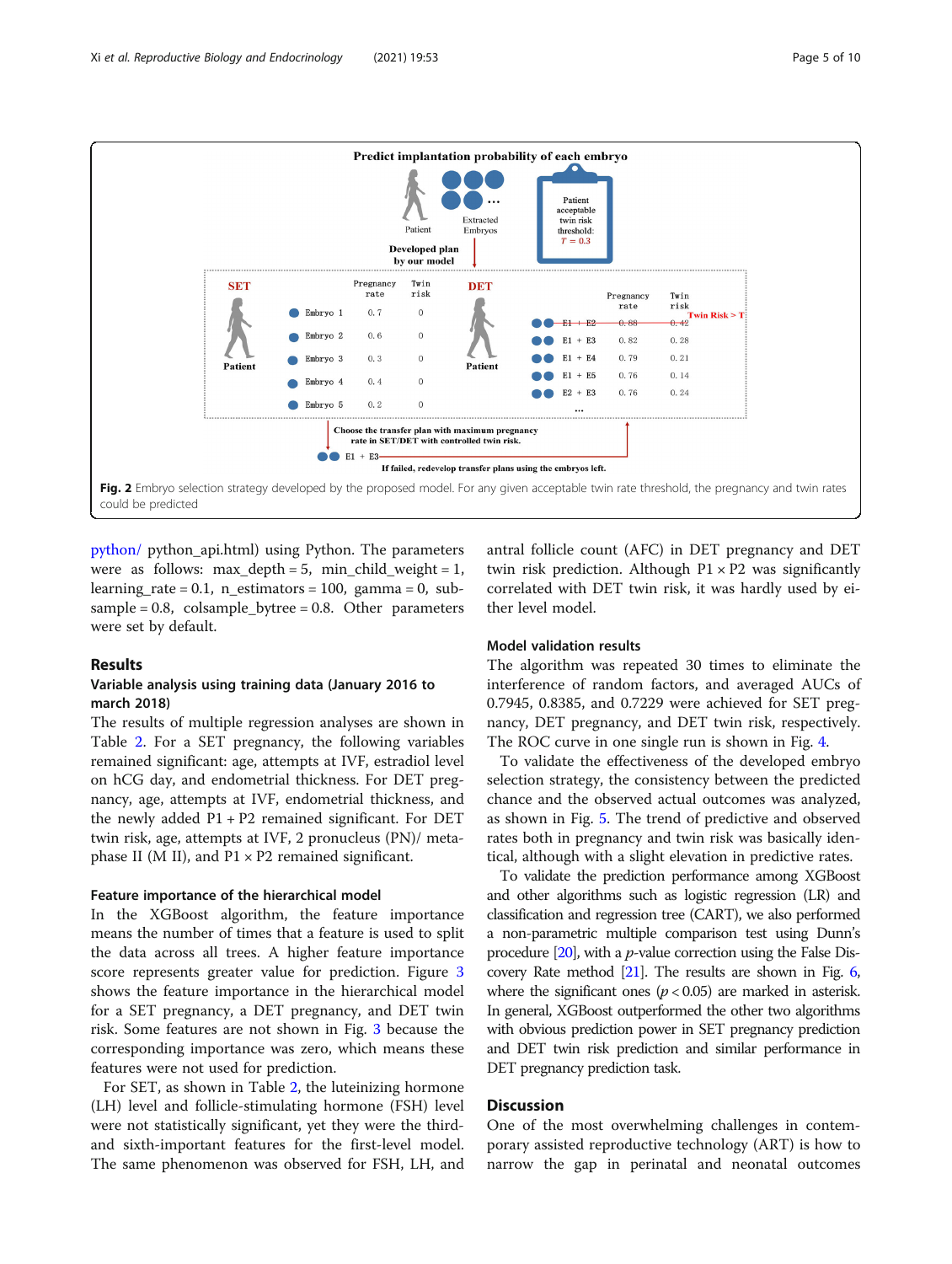Fig. 2 Embryo selection strategy developed by the proposed model. For any given acceptable twin rate threshold, the pregnancy and twin rates could be predicted

python/ python_api.html) using Python. The parameters were as follows: max_depth = 5, min_child_weight = 1, learning_rate = 0.1, n_estimators = 100, gamma = 0, subsample = 0.8, colsample_bytree = 0.8. Other parameters were set by default.

## Results

### Variable analysis using training data (January 2016 to march 2018)

The results of multiple regression analyses are shown in Table 2. For a SET pregnancy, the following variables remained significant: age, attempts at IVF, estradiol level on hCG day, and endometrial thickness. For DET pregnancy, age, attempts at IVF, endometrial thickness, and the newly added P1 + P2 remained significant. For DET twin risk, age, attempts at IVF, 2 pronucleus (PN)/ metaphase II (M II), and P1 × P2 remained significant.

### Feature importance of the hierarchical model

In the XGBoost algorithm, the feature importance means the number of times that a feature is used to split the data across all trees. A higher feature importance score represents greater value for prediction. Figure 3 shows the feature importance in the hierarchical model for a SET pregnancy, a DET pregnancy, and DET twin risk. Some features are not shown in Fig. 3 because the corresponding importance was zero, which means these features were not used for prediction.

For SET, as shown in Table 2, the luteinizing hormone (LH) level and follicle-stimulating hormone (FSH) level were not statistically significant, yet they were the third- and sixth-important features for the first-level model. The same phenomenon was observed for FSH, LH, and antral follicle count (AFC) in DET pregnancy and DET twin risk prediction. Although P1 × P2 was significantly correlated with DET twin risk, it was hardly used by either level model.

### Model validation results

The algorithm was repeated 30 times to eliminate the interference of random factors, and averaged AUCs of 0.7945, 0.8385, and 0.7229 were achieved for SET pregnancy, DET pregnancy, and DET twin risk, respectively. The ROC curve in one single run is shown in Fig. 4.

To validate the effectiveness of the developed embryo selection strategy, the consistency between the predicted chance and the observed actual outcomes was analyzed, as shown in Fig. 5. The trend of predictive and observed rates both in pregnancy and twin risk was basically identical, although with a slight elevation in predictive rates.

To validate the prediction performance among XGBoost and other algorithms such as logistic regression (LR) and classification and regression tree (CART), we also performed a non-parametric multiple comparison test using Dunn's procedure [20], with a $p$-value correction using the False Discovery Rate method [21]. The results are shown in Fig. 6, where the significant ones ($p < 0.05$) are marked in asterisk. In general, XGBoost outperformed the other two algorithms with obvious prediction power in SET pregnancy prediction and DET twin risk prediction and similar performance in DET pregnancy prediction task.

## Discussion

One of the most overwhelming challenges in contemporary assisted reproductive technology (ART) is how to narrow the gap in perinatal and neonatal outcomes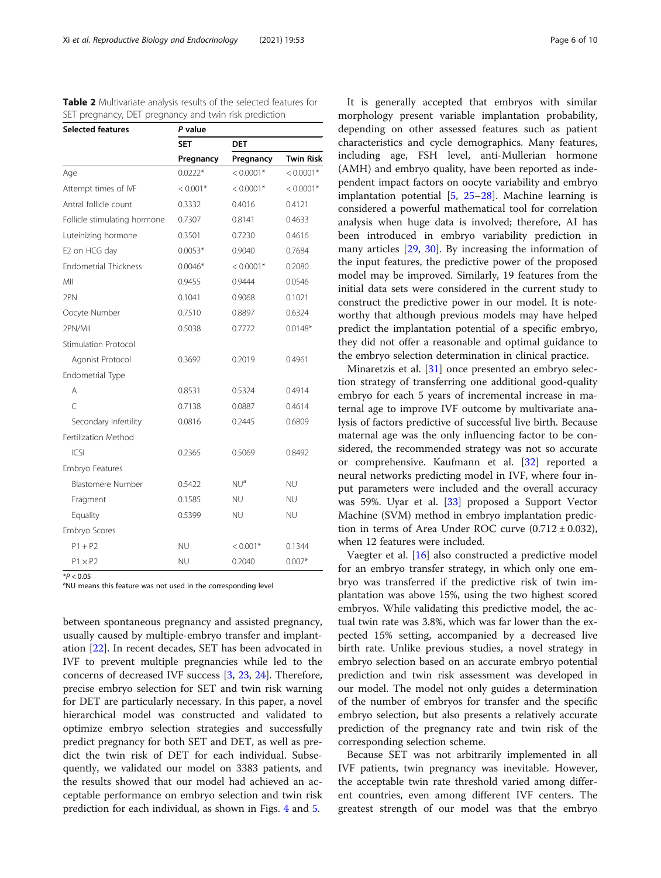**Table 2** Multivariate analysis results of the selected features for SET pregnancy, DET pregnancy and twin risk prediction

| Selected features | P value | | |
|---|---|---|---|
| | SET | DET | |
| | Pregnancy | Pregnancy | Twin Risk |
| Age | 0.0222* | < 0.0001* | < 0.0001* |
| Attempt times of IVF | < 0.001* | < 0.0001* | < 0.0001* |
| Antral follicle count | 0.3332 | 0.4016 | 0.4121 |
| Follicle stimulating hormone | 0.7307 | 0.8141 | 0.4633 |
| Luteinizing hormone | 0.3501 | 0.7230 | 0.4616 |
| E2 on HCG day | 0.0053* | 0.9040 | 0.7684 |
| Endometrial Thickness | 0.0046* | < 0.0001* | 0.2080 |
| MII | 0.9455 | 0.9444 | 0.0546 |
| 2PN | 0.1041 | 0.9068 | 0.1021 |
| Oocyte Number | 0.7510 | 0.8897 | 0.6324 |
| 2PN/MII | 0.5038 | 0.7772 | 0.0148* |
| Stimulation Protocol | | | |
| Agonist Protocol | 0.3692 | 0.2019 | 0.4961 |
| Endometrial Type | | | |
| A | 0.8531 | 0.5324 | 0.4914 |
| C | 0.7138 | 0.0887 | 0.4614 |
| Secondary Infertility | 0.0816 | 0.2445 | 0.6809 |
| Fertilization Method | | | |
| ICSI | 0.2365 | 0.5069 | 0.8492 |
| Embryo Features | | | |
| Blastomere Number | 0.5422 | NU[a] | NU |
| Fragment | 0.1585 | NU | NU |
| Equality | 0.5399 | NU | NU |
| Embryo Scores | | | |
| P1 + P2 | NU | < 0.001* | 0.1344 |
| P1 × P2 | NU | 0.2040 | 0.007* |

*$P < 0.05$

[a]NU means this feature was not used in the corresponding level

between spontaneous pregnancy and assisted pregnancy, usually caused by multiple-embryo transfer and implantation [22]. In recent decades, SET has been advocated in IVF to prevent multiple pregnancies while led to the concerns of decreased IVF success [3, 23, 24]. Therefore, precise embryo selection for SET and twin risk warning for DET are particularly necessary. In this paper, a novel hierarchical model was constructed and validated to optimize embryo selection strategies and successfully predict pregnancy for both SET and DET, as well as predict the twin risk of DET for each individual. Subsequently, we validated our model on 3383 patients, and the results showed that our model had achieved an acceptable performance on embryo selection and twin risk prediction for each individual, as shown in Figs. 4 and 5.

It is generally accepted that embryos with similar morphology present variable implantation probability, depending on other assessed features such as patient characteristics and cycle demographics. Many features, including age, FSH level, anti-Mullerian hormone (AMH) and embryo quality, have been reported as independent impact factors on oocyte variability and embryo implantation potential [5, 25–28]. Machine learning is considered a powerful mathematical tool for correlation analysis when huge data is involved; therefore, AI has been introduced in embryo variability prediction in many articles [29, 30]. By increasing the information of the input features, the predictive power of the proposed model may be improved. Similarly, 19 features from the initial data sets were considered in the current study to construct the predictive power in our model. It is noteworthy that although previous models may have helped predict the implantation potential of a specific embryo, they did not offer a reasonable and optimal guidance to the embryo selection determination in clinical practice.

Minaretzis et al. [31] once presented an embryo selection strategy of transferring one additional good-quality embryo for each 5 years of incremental increase in maternal age to improve IVF outcome by multivariate analysis of factors predictive of successful live birth. Because maternal age was the only influencing factor to be considered, the recommended strategy was not so accurate or comprehensive. Kaufmann et al. [32] reported a neural networks predicting model in IVF, where four input parameters were included and the overall accuracy was 59%. Uyar et al. [33] proposed a Support Vector Machine (SVM) method in embryo implantation prediction in terms of Area Under ROC curve ($0.712 \pm 0.032$), when 12 features were included.

Vaegter et al. [16] also constructed a predictive model for an embryo transfer strategy, in which only one embryo was transferred if the predictive risk of twin implantation was above 15%, using the two highest scored embryos. While validating this predictive model, the actual twin rate was 3.8%, which was far lower than the expected 15% setting, accompanied by a decreased live birth rate. Unlike previous studies, a novel strategy in embryo selection based on an accurate embryo potential prediction and twin risk assessment was developed in our model. The model not only guides a determination of the number of embryos for transfer and the specific embryo selection, but also presents a relatively accurate prediction of the pregnancy rate and twin risk of the corresponding selection scheme.

Because SET was not arbitrarily implemented in all IVF patients, twin pregnancy was inevitable. However, the acceptable twin rate threshold varied among different countries, even among different IVF centers. The greatest strength of our model was that the embryo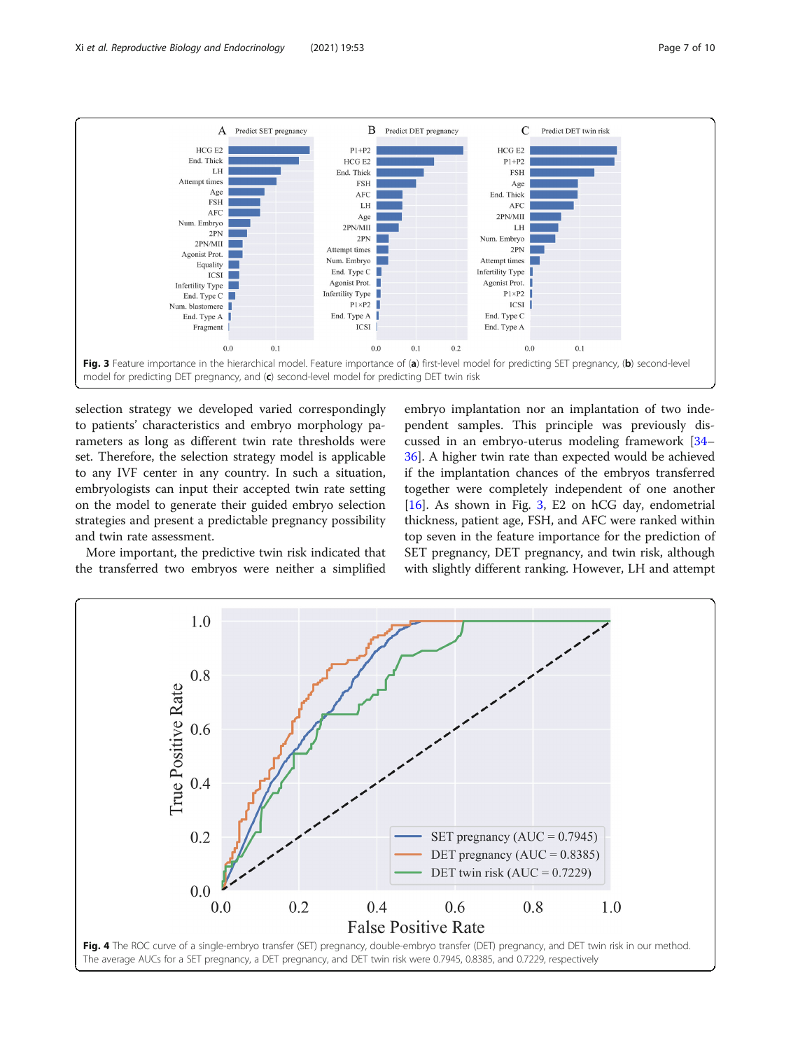Fig. 3 Feature importance in the hierarchical model. Feature importance of (a) first-level model for predicting SET pregnancy, (b) second-level model for predicting DET pregnancy, and (c) second-level model for predicting DET twin risk

selection strategy we developed varied correspondingly to patients' characteristics and embryo morphology parameters as long as different twin rate thresholds were set. Therefore, the selection strategy model is applicable to any IVF center in any country. In such a situation, embryologists can input their accepted twin rate setting on the model to generate their guided embryo selection strategies and present a predictable pregnancy possibility and twin rate assessment.

More important, the predictive twin risk indicated that the transferred two embryos were neither a simplified embryo implantation nor an implantation of two independent samples. This principle was previously discussed in an embryo-uterus modeling framework [34–36]. A higher twin rate than expected would be achieved if the implantation chances of the embryos transferred together were completely independent of one another [16]. As shown in Fig. 3, E2 on hCG day, endometrial thickness, patient age, FSH, and AFC were ranked within top seven in the feature importance for the prediction of SET pregnancy, DET pregnancy, and twin risk, although with slightly different ranking. However, LH and attempt

Fig. 4 The ROC curve of a single-embryo transfer (SET) pregnancy, double-embryo transfer (DET) pregnancy, and DET twin risk in our method. The average AUCs for a SET pregnancy, a DET pregnancy, and DET twin risk were 0.7945, 0.8385, and 0.7229, respectively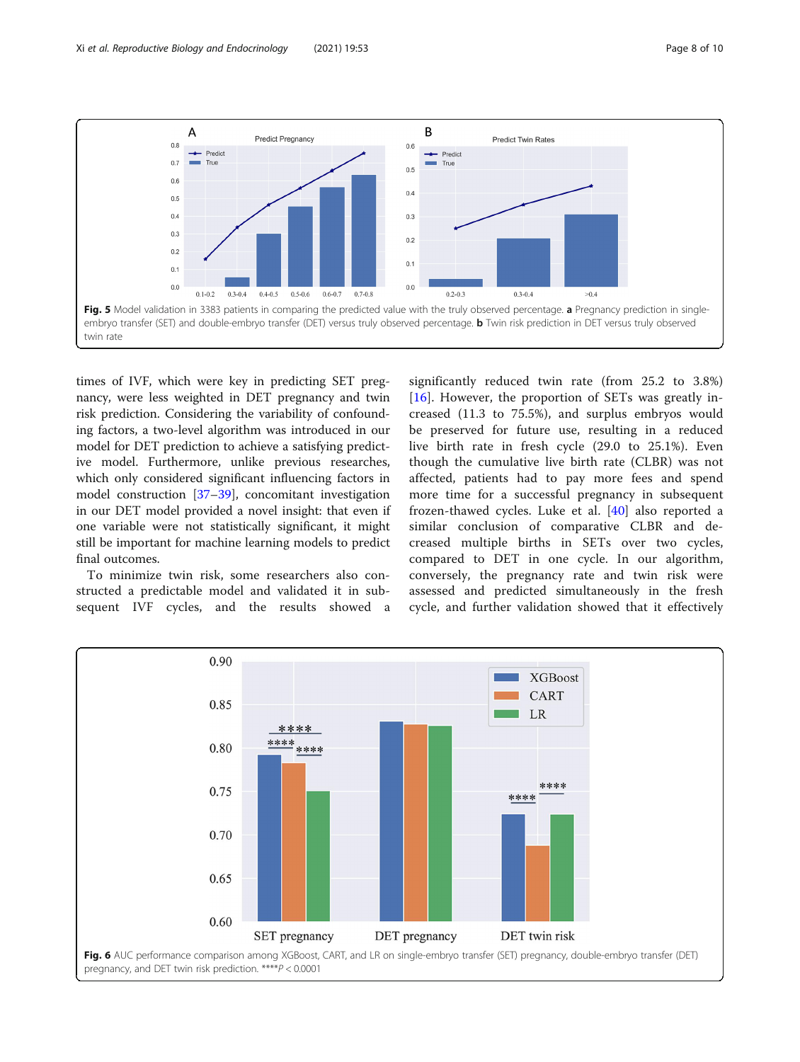Fig. 5 Model validation in 3383 patients in comparing the predicted value with the truly observed percentage. **a** Pregnancy prediction in single-embryo transfer (SET) and double-embryo transfer (DET) versus truly observed percentage. **b** Twin risk prediction in DET versus truly observed twin rate

times of IVF, which were key in predicting SET pregnancy, were less weighted in DET pregnancy and twin risk prediction. Considering the variability of confounding factors, a two-level algorithm was introduced in our model for DET prediction to achieve a satisfying predictive model. Furthermore, unlike previous researches, which only considered significant influencing factors in model construction [37–39], concomitant investigation in our DET model provided a novel insight: that even if one variable were not statistically significant, it might still be important for machine learning models to predict final outcomes.

To minimize twin risk, some researchers also constructed a predictable model and validated it in subsequent IVF cycles, and the results showed a significantly reduced twin rate (from 25.2 to 3.8%) [16]. However, the proportion of SETs was greatly increased (11.3 to 75.5%), and surplus embryos would be preserved for future use, resulting in a reduced live birth rate in fresh cycle (29.0 to 25.1%). Even though the cumulative live birth rate (CLBR) was not affected, patients had to pay more fees and spend more time for a successful pregnancy in subsequent frozen-thawed cycles. Luke et al. [40] also reported a similar conclusion of comparative CLBR and decreased multiple births in SETs over two cycles, compared to DET in one cycle. In our algorithm, conversely, the pregnancy rate and twin risk were assessed and predicted simultaneously in the fresh cycle, and further validation showed that it effectively

Fig. 6 AUC performance comparison among XGBoost, CART, and LR on single-embryo transfer (SET) pregnancy, double-embryo transfer (DET) pregnancy, and DET twin risk prediction. ****$P < 0.0001$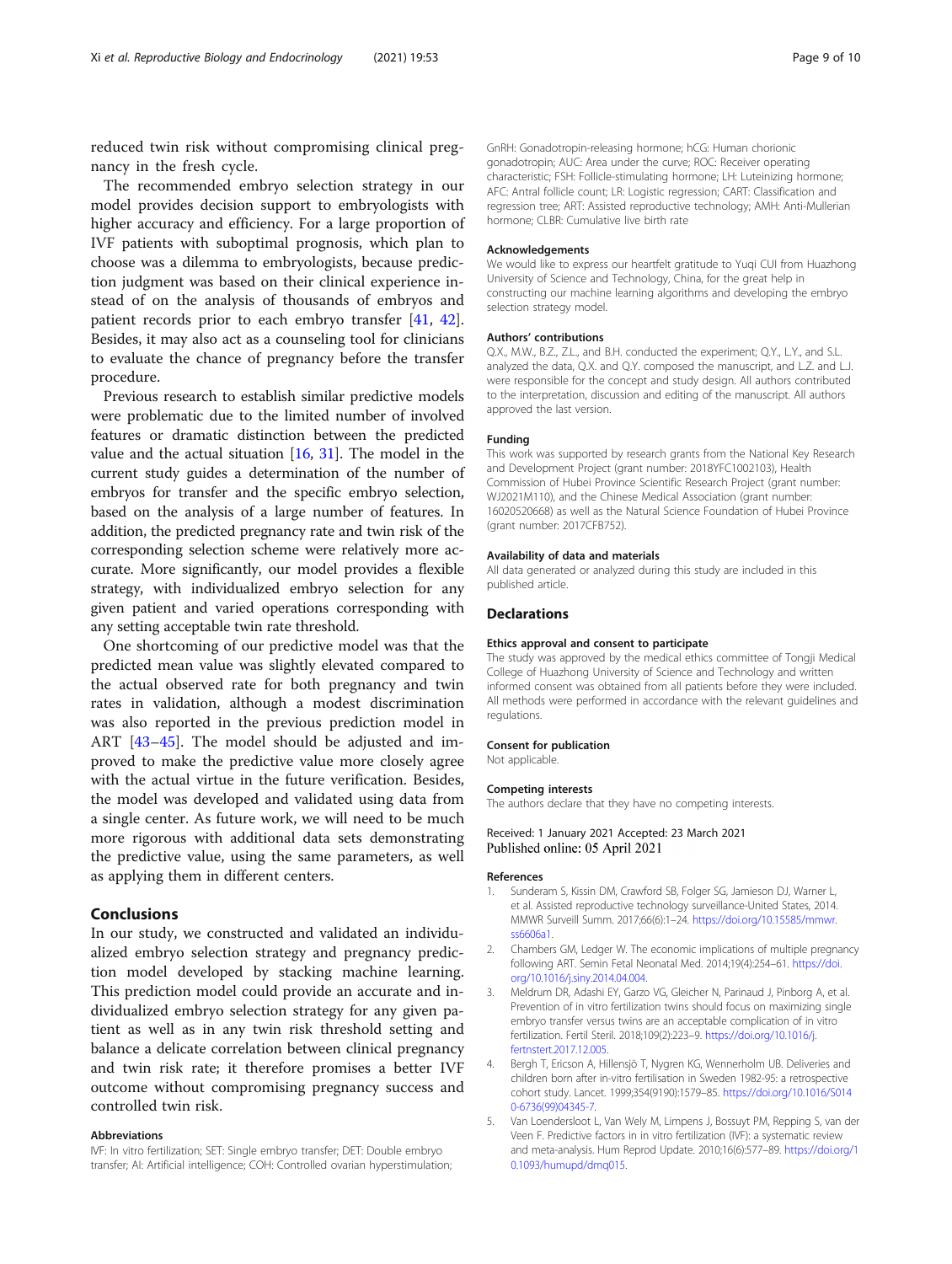reduced twin risk without compromising clinical pregnancy in the fresh cycle.

The recommended embryo selection strategy in our model provides decision support to embryologists with higher accuracy and efficiency. For a large proportion of IVF patients with suboptimal prognosis, which plan to choose was a dilemma to embryologists, because prediction judgment was based on their clinical experience instead of on the analysis of thousands of embryos and patient records prior to each embryo transfer [41, 42]. Besides, it may also act as a counseling tool for clinicians to evaluate the chance of pregnancy before the transfer procedure.

Previous research to establish similar predictive models were problematic due to the limited number of involved features or dramatic distinction between the predicted value and the actual situation [16, 31]. The model in the current study guides a determination of the number of embryos for transfer and the specific embryo selection, based on the analysis of a large number of features. In addition, the predicted pregnancy rate and twin risk of the corresponding selection scheme were relatively more accurate. More significantly, our model provides a flexible strategy, with individualized embryo selection for any given patient and varied operations corresponding with any setting acceptable twin rate threshold.

One shortcoming of our predictive model was that the predicted mean value was slightly elevated compared to the actual observed rate for both pregnancy and twin rates in validation, although a modest discrimination was also reported in the previous prediction model in ART [43–45]. The model should be adjusted and improved to make the predictive value more closely agree with the actual virtue in the future verification. Besides, the model was developed and validated using data from a single center. As future work, we will need to be much more rigorous with additional data sets demonstrating the predictive value, using the same parameters, as well as applying them in different centers.

## Conclusions

In our study, we constructed and validated an individualized embryo selection strategy and pregnancy prediction model developed by stacking machine learning. This prediction model could provide an accurate and individualized embryo selection strategy for any given patient as well as in any twin risk threshold setting and balance a delicate correlation between clinical pregnancy and twin risk rate; it therefore promises a better IVF outcome without compromising pregnancy success and controlled twin risk.

#### Abbreviations

IVF: In vitro fertilization; SET: Single embryo transfer; DET: Double embryo transfer; AI: Artificial intelligence; COH: Controlled ovarian hyperstimulation; GnRH: Gonadotropin-releasing hormone; hCG: Human chorionic gonadotropin; AUC: Area under the curve; ROC: Receiver operating characteristic; FSH: Follicle-stimulating hormone; LH: Luteinizing hormone; AFC: Antral follicle count; LR: Logistic regression; CART: Classification and regression tree; ART: Assisted reproductive technology; AMH: Anti-Mullerian hormone; CLBR: Cumulative live birth rate

#### Acknowledgements

We would like to express our heartfelt gratitude to Yuqi CUI from Huazhong University of Science and Technology, China, for the great help in constructing our machine learning algorithms and developing the embryo selection strategy model.

#### Authors' contributions

Q.X., M.W., B.Z., Z.L., and B.H. conducted the experiment; Q.Y., L.Y., and S.L. analyzed the data, Q.X. and Q.Y. composed the manuscript, and L.Z. and L.J. were responsible for the concept and study design. All authors contributed to the interpretation, discussion and editing of the manuscript. All authors approved the last version.

#### Funding

This work was supported by research grants from the National Key Research and Development Project (grant number: 2018YFC1002103), Health Commission of Hubei Province Scientific Research Project (grant number: WJ2021M110), and the Chinese Medical Association (grant number: 16020520668) as well as the Natural Science Foundation of Hubei Province (grant number: 2017CFB752).

#### Availability of data and materials

All data generated or analyzed during this study are included in this published article.

## Declarations

#### Ethics approval and consent to participate

The study was approved by the medical ethics committee of Tongji Medical College of Huazhong University of Science and Technology and written informed consent was obtained from all patients before they were included. All methods were performed in accordance with the relevant guidelines and regulations.

#### Consent for publication

Not applicable.

#### Competing interests

The authors declare that they have no competing interests.

Received: 1 January 2021 Accepted: 23 March 2021
Published online: 05 April 2021

#### References

1. Sunderam S, Kissin DM, Crawford SB, Folger SG, Jamieson DJ, Warner L, et al. Assisted reproductive technology surveillance-United States, 2014. MMWR Surveill Summ. 2017;66(6):1–24. https://doi.org/10.15585/mmwr.ss6606a1.
2. Chambers GM, Ledger W. The economic implications of multiple pregnancy following ART. Semin Fetal Neonatal Med. 2014;19(4):254–61. https://doi.org/10.1016/j.siny.2014.04.004.
3. Meldrum DR, Adashi EY, Garzo VG, Gleicher N, Parinaud J, Pinborg A, et al. Prevention of in vitro fertilization twins should focus on maximizing single embryo transfer versus twins are an acceptable complication of in vitro fertilization. Fertil Steril. 2018;109(2):223–9. https://doi.org/10.1016/j.fertnstert.2017.12.005.
4. Bergh T, Ericson A, Hillensjö T, Nygren KG, Wennerholm UB. Deliveries and children born after in-vitro fertilisation in Sweden 1982-95: a retrospective cohort study. Lancet. 1999;354(9190):1579–85. https://doi.org/10.1016/S0140-6736(99)04345-7.
5. Van Loendersloot L, Van Wely M, Limpens J, Bossuyt PM, Repping S, van der Veen F. Predictive factors in in vitro fertilization (IVF): a systematic review and meta-analysis. Hum Reprod Update. 2010;16(6):577–89. https://doi.org/10.1093/humupd/dmq015.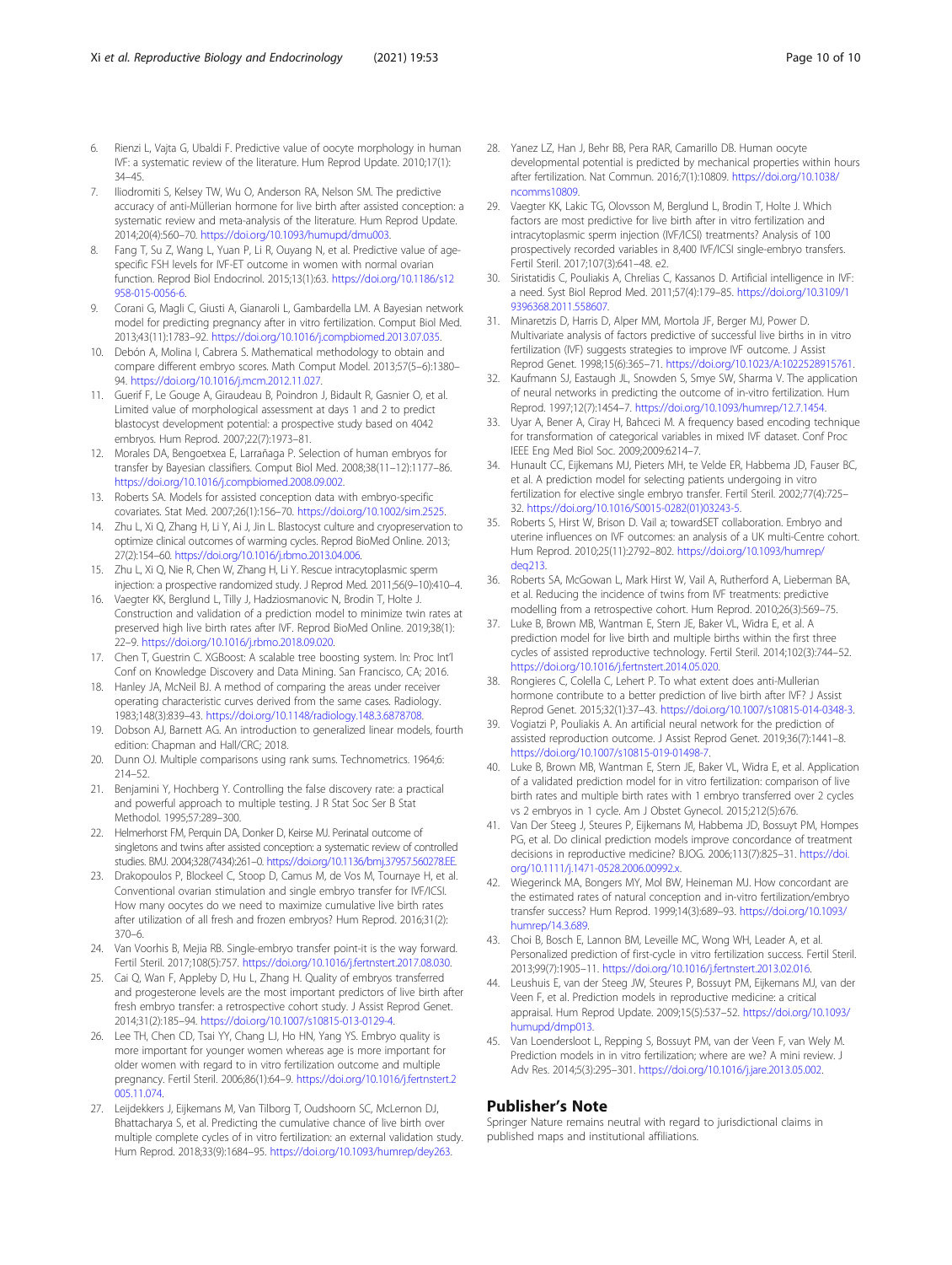6. Rienzi L, Vajta G, Ubaldi F. Predictive value of oocyte morphology in human IVF: a systematic review of the literature. Hum Reprod Update. 2010;17(1): 34–45.
7. Iliodromiti S, Kelsey TW, Wu O, Anderson RA, Nelson SM. The predictive accuracy of anti-Müllerian hormone for live birth after assisted conception: a systematic review and meta-analysis of the literature. Hum Reprod Update. 2014;20(4):560–70. https://doi.org/10.1093/humupd/dmu003.
8. Fang T, Su Z, Wang L, Yuan P, Li R, Ouyang N, et al. Predictive value of age-specific FSH levels for IVF-ET outcome in women with normal ovarian function. Reprod Biol Endocrinol. 2015;13(1):63. https://doi.org/10.1186/s12958-015-0056-6.
9. Corani G, Magli C, Giusti A, Gianaroli L, Gambardella LM. A Bayesian network model for predicting pregnancy after in vitro fertilization. Comput Biol Med. 2013;43(11):1783–92. https://doi.org/10.1016/j.compbiomed.2013.07.035.
10. Debón A, Molina I, Cabrera S. Mathematical methodology to obtain and compare different embryo scores. Math Comput Model. 2013;57(5–6):1380–94. https://doi.org/10.1016/j.mcm.2012.11.027.
11. Guerif F, Le Gouge A, Giraudeau B, Poindron J, Bidault R, Gasnier O, et al. Limited value of morphological assessment at days 1 and 2 to predict blastocyst development potential: a prospective study based on 4042 embryos. Hum Reprod. 2007;22(7):1973–81.
12. Morales DA, Bengoetxea E, Larrañaga P. Selection of human embryos for transfer by Bayesian classifiers. Comput Biol Med. 2008;38(11–12):1177–86. https://doi.org/10.1016/j.compbiomed.2008.09.002.
13. Roberts SA. Models for assisted conception data with embryo-specific covariates. Stat Med. 2007;26(1):156–70. https://doi.org/10.1002/sim.2525.
14. Zhu L, Xi Q, Zhang H, Li Y, Ai J, Jin L. Blastocyst culture and cryopreservation to optimize clinical outcomes of warming cycles. Reprod BioMed Online. 2013; 27(2):154–60. https://doi.org/10.1016/j.rbmo.2013.04.006.
15. Zhu L, Xi Q, Nie R, Chen W, Zhang H, Li Y. Rescue intracytoplasmic sperm injection: a prospective randomized study. J Reprod Med. 2011;56(9–10):410–4.
16. Vaegter KK, Berglund L, Tilly J, Hadziosmanovic N, Brodin T, Holte J. Construction and validation of a prediction model to minimize twin rates at preserved high live birth rates after IVF. Reprod BioMed Online. 2019;38(1): 22–9. https://doi.org/10.1016/j.rbmo.2018.09.020.
17. Chen T, Guestrin C. XGBoost: A scalable tree boosting system. In: Proc Int'l Conf on Knowledge Discovery and Data Mining. San Francisco, CA; 2016.
18. Hanley JA, McNeil BJ. A method of comparing the areas under receiver operating characteristic curves derived from the same cases. Radiology. 1983;148(3):839–43. https://doi.org/10.1148/radiology.148.3.6878708.
19. Dobson AJ, Barnett AG. An introduction to generalized linear models, fourth edition: Chapman and Hall/CRC; 2018.
20. Dunn OJ. Multiple comparisons using rank sums. Technometrics. 1964;6: 214–52.
21. Benjamini Y, Hochberg Y. Controlling the false discovery rate: a practical and powerful approach to multiple testing. J R Stat Soc Ser B Stat Methodol. 1995;57:289–300.
22. Helmerhorst FM, Perquin DA, Donker D, Keirse MJ. Perinatal outcome of singletons and twins after assisted conception: a systematic review of controlled studies. BMJ. 2004;328(7434):261–0. https://doi.org/10.1136/bmj.37957.560278.EE.
23. Drakopoulos P, Blockeel C, Stoop D, Camus M, de Vos M, Tournaye H, et al. Conventional ovarian stimulation and single embryo transfer for IVF/ICSI. How many oocytes do we need to maximize cumulative live birth rates after utilization of all fresh and frozen embryos? Hum Reprod. 2016;31(2): 370–6.
24. Van Voorhis B, Mejia RB. Single-embryo transfer point-it is the way forward. Fertil Steril. 2017;108(5):757. https://doi.org/10.1016/j.fertnstert.2017.08.030.
25. Cai Q, Wan F, Appleby D, Hu L, Zhang H. Quality of embryos transferred and progesterone levels are the most important predictors of live birth after fresh embryo transfer: a retrospective cohort study. J Assist Reprod Genet. 2014;31(2):185–94. https://doi.org/10.1007/s10815-013-0129-4.
26. Lee TH, Chen CD, Tsai YY, Chang LJ, Ho HN, Yang YS. Embryo quality is more important for younger women whereas age is more important for older women with regard to in vitro fertilization outcome and multiple pregnancy. Fertil Steril. 2006;86(1):64–9. https://doi.org/10.1016/j.fertnstert.2005.11.074.
27. Leijdekkers J, Eijkemans M, Van Tilborg T, Oudshoorn SC, McLernon DJ, Bhattacharya S, et al. Predicting the cumulative chance of live birth over multiple complete cycles of in vitro fertilization: an external validation study. Hum Reprod. 2018;33(9):1684–95. https://doi.org/10.1093/humrep/dey263.
28. Yanez LZ, Han J, Behr BB, Pera RAR, Camarillo DB. Human oocyte developmental potential is predicted by mechanical properties within hours after fertilization. Nat Commun. 2016;7(1):10809. https://doi.org/10.1038/ncomms10809.
29. Vaegter KK, Lakic TG, Olovsson M, Berglund L, Brodin T, Holte J. Which factors are most predictive for live birth after in vitro fertilization and intracytoplasmic sperm injection (IVF/ICSI) treatments? Analysis of 100 prospectively recorded variables in 8,400 IVF/ICSI single-embryo transfers. Fertil Steril. 2017;107(3):641–48. e2.
30. Siristatidis C, Pouliakis A, Chrelias C, Kassanos D. Artificial intelligence in IVF: a need. Syst Biol Reprod Med. 2011;57(4):179–85. https://doi.org/10.3109/19396368.2011.558607.
31. Minaretzis D, Harris D, Alper MM, Mortola JF, Berger MJ, Power D. Multivariate analysis of factors predictive of successful live births in in vitro fertilization (IVF) suggests strategies to improve IVF outcome. J Assist Reprod Genet. 1998;15(6):365–71. https://doi.org/10.1023/A:1022528915761.
32. Kaufmann SJ, Eastaugh JL, Snowden S, Smye SW, Sharma V. The application of neural networks in predicting the outcome of in-vitro fertilization. Hum Reprod. 1997;12(7):1454–7. https://doi.org/10.1093/humrep/12.7.1454.
33. Uyar A, Bener A, Ciray H, Bahceci M. A frequency based encoding technique for transformation of categorical variables in mixed IVF dataset. Conf Proc IEEE Eng Med Biol Soc. 2009;2009:6214–7.
34. Hunault CC, Eijkemans MJ, Pieters MH, te Velde ER, Habbema JD, Fauser BC, et al. A prediction model for selecting patients undergoing in vitro fertilization for elective single embryo transfer. Fertil Steril. 2002;77(4):725–32. https://doi.org/10.1016/S0015-0282(01)03243-5.
35. Roberts S, Hirst W, Brison D. Vail a; towardSET collaboration. Embryo and uterine influences on IVF outcomes: an analysis of a UK multi-Centre cohort. Hum Reprod. 2010;25(11):2792–802. https://doi.org/10.1093/humrep/deq213.
36. Roberts SA, McGowan L, Mark Hirst W, Vail A, Rutherford A, Lieberman BA, et al. Reducing the incidence of twins from IVF treatments: predictive modelling from a retrospective cohort. Hum Reprod. 2010;26(3):569–75.
37. Luke B, Brown MB, Wantman E, Stern JE, Baker VL, Widra E, et al. A prediction model for live birth and multiple births within the first three cycles of assisted reproductive technology. Fertil Steril. 2014;102(3):744–52. https://doi.org/10.1016/j.fertnstert.2014.05.020.
38. Rongieres C, Colella C, Lehert P. To what extent does anti-Mullerian hormone contribute to a better prediction of live birth after IVF? J Assist Reprod Genet. 2015;32(1):37–43. https://doi.org/10.1007/s10815-014-0348-3.
39. Vogiatzi P, Pouliakis A. An artificial neural network for the prediction of assisted reproduction outcome. J Assist Reprod Genet. 2019;36(7):1441–8. https://doi.org/10.1007/s10815-019-01498-7.
40. Luke B, Brown MB, Wantman E, Stern JE, Baker VL, Widra E, et al. Application of a validated prediction model for in vitro fertilization: comparison of live birth rates and multiple birth rates with 1 embryo transferred over 2 cycles vs 2 embryos in 1 cycle. Am J Obstet Gynecol. 2015;212(5):676.
41. Van Der Steeg J, Steures P, Eijkemans M, Habbema JD, Bossuyt PM, Hompes PG, et al. Do clinical prediction models improve concordance of treatment decisions in reproductive medicine? BJOG. 2006;113(7):825–31. https://doi.org/10.1111/j.1471-0528.2006.00992.x.
42. Wiegerinck MA, Bongers MY, Mol BW, Heineman MJ. How concordant are the estimated rates of natural conception and in-vitro fertilization/embryo transfer success? Hum Reprod. 1999;14(3):689–93. https://doi.org/10.1093/humrep/14.3.689.
43. Choi B, Bosch E, Lannon BM, Leveille MC, Wong WH, Leader A, et al. Personalized prediction of first-cycle in vitro fertilization success. Fertil Steril. 2013;99(7):1905–11. https://doi.org/10.1016/j.fertnstert.2013.02.016.
44. Leushuis E, van der Steeg JW, Steures P, Bossuyt PM, Eijkemans MJ, van der Veen F, et al. Prediction models in reproductive medicine: a critical appraisal. Hum Reprod Update. 2009;15(5):537–52. https://doi.org/10.1093/humupd/dmp013.
45. Van Loendersloot L, Repping S, Bossuyt PM, van der Veen F, van Wely M. Prediction models in in vitro fertilization; where are we? A mini review. J Adv Res. 2014;5(3):295–301. https://doi.org/10.1016/j.jare.2013.05.002.

## Publisher's Note

Springer Nature remains neutral with regard to jurisdictional claims in published maps and institutional affiliations.